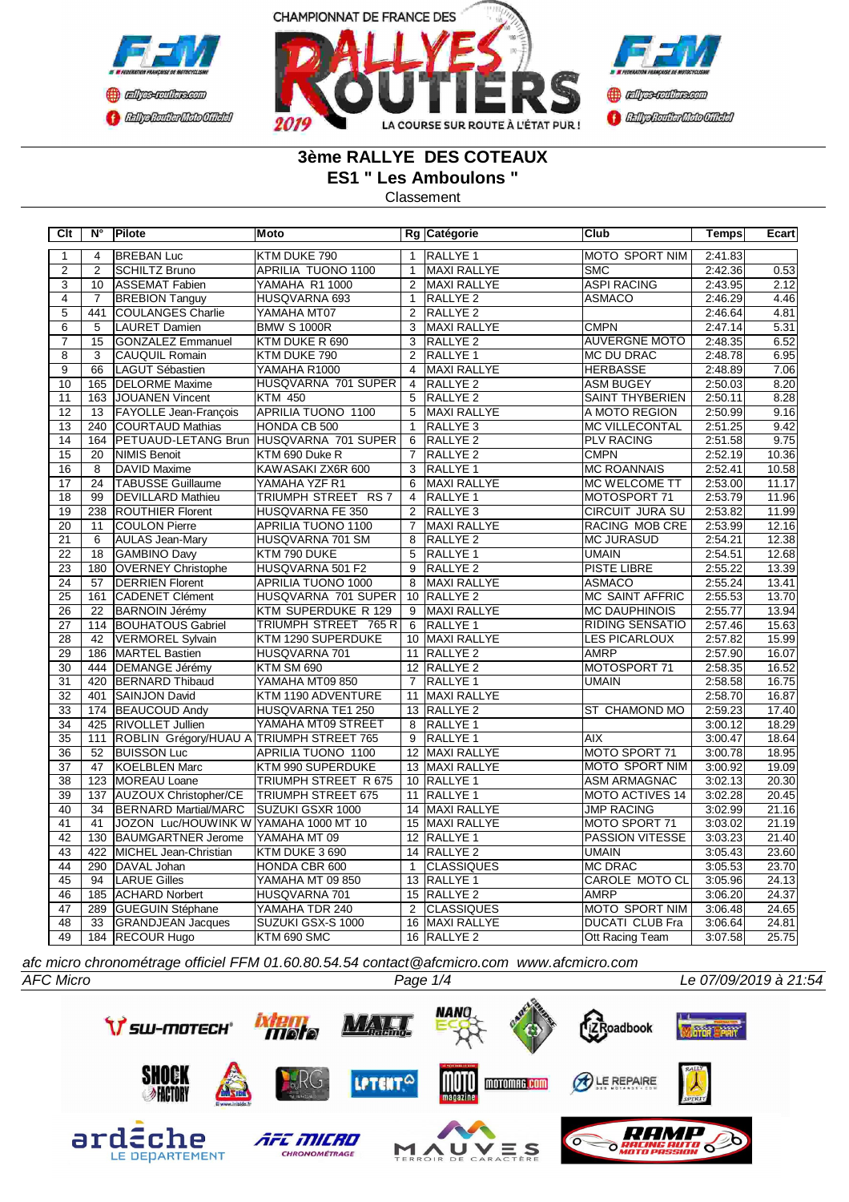CHAMPIONNAT DE FRANCE DES RALLYES ROUTIERS 2019

## 3ème RALLYE DES COTEAUX
## ES1 " Les Amboulons "
Classement

| Clt | N° | Pilote | Moto | Rg | Catégorie | Club | Temps | Ecart |
|---|---|---|---|---|---|---|---|---|
| 1 | 4 | BREBAN Luc | KTM DUKE 790 | 1 | RALLYE 1 | MOTO SPORT NIM | 2:41.83 | |
| 2 | 2 | SCHILTZ Bruno | APRILIA TUONO 1100 | 1 | MAXI RALLYE | SMC | 2:42.36 | 0.53 |
| 3 | 10 | ASSEMAT Fabien | YAMAHA R1 1000 | 2 | MAXI RALLYE | ASPI RACING | 2:43.95 | 2.12 |
| 4 | 7 | BREBION Tanguy | HUSQVARNA 693 | 1 | RALLYE 2 | ASMACO | 2:46.29 | 4.46 |
| 5 | 441 | COULANGES Charlie | YAMAHA MT07 | 2 | RALLYE 2 | | 2:46.64 | 4.81 |
| 6 | 5 | LAURET Damien | BMW S 1000R | 3 | MAXI RALLYE | CMPN | 2:47.14 | 5.31 |
| 7 | 15 | GONZALEZ Emmanuel | KTM DUKE R 690 | 3 | RALLYE 2 | AUVERGNE MOTO | 2:48.35 | 6.52 |
| 8 | 3 | CAUQUIL Romain | KTM DUKE 790 | 2 | RALLYE 1 | MC DU DRAC | 2:48.78 | 6.95 |
| 9 | 66 | LAGUT Sébastien | YAMAHA R1000 | 4 | MAXI RALLYE | HERBASSE | 2:48.89 | 7.06 |
| 10 | 165 | DELORME Maxime | HUSQVARNA 701 SUPER | 4 | RALLYE 2 | ASM BUGEY | 2:50.03 | 8.20 |
| 11 | 163 | JOUANEN Vincent | KTM 450 | 5 | RALLYE 2 | SAINT THYBERIEN | 2:50.11 | 8.28 |
| 12 | 13 | FAYOLLE Jean-François | APRILIA TUONO 1100 | 5 | MAXI RALLYE | A MOTO REGION | 2:50.99 | 9.16 |
| 13 | 240 | COURTAUD Mathias | HONDA CB 500 | 1 | RALLYE 3 | MC VILLECONTAL | 2:51.25 | 9.42 |
| 14 | 164 | PETUAUD-LETANG Brun | HUSQVARNA 701 SUPER | 6 | RALLYE 2 | PLV RACING | 2:51.58 | 9.75 |
| 15 | 20 | NIMIS Benoit | KTM 690 Duke R | 7 | RALLYE 2 | CMPN | 2:52.19 | 10.36 |
| 16 | 8 | DAVID Maxime | KAWASAKI ZX6R 600 | 3 | RALLYE 1 | MC ROANNAIS | 2:52.41 | 10.58 |
| 17 | 24 | TABUSSE Guillaume | YAMAHA YZF R1 | 6 | MAXI RALLYE | MC WELCOME TT | 2:53.00 | 11.17 |
| 18 | 99 | DEVILLARD Mathieu | TRIUMPH STREET RS 7 | 4 | RALLYE 1 | MOTOSPORT 71 | 2:53.79 | 11.96 |
| 19 | 238 | ROUTHIER Florent | HUSQVARNA FE 350 | 2 | RALLYE 3 | CIRCUIT JURA SU | 2:53.82 | 11.99 |
| 20 | 11 | COULON Pierre | APRILIA TUONO 1100 | 7 | MAXI RALLYE | RACING MOB CRE | 2:53.99 | 12.16 |
| 21 | 6 | AULAS Jean-Mary | HUSQVARNA 701 SM | 8 | RALLYE 2 | MC JURASUD | 2:54.21 | 12.38 |
| 22 | 18 | GAMBINO Davy | KTM 790 DUKE | 5 | RALLYE 1 | UMAIN | 2:54.51 | 12.68 |
| 23 | 180 | OVERNEY Christophe | HUSQVARNA 501 F2 | 9 | RALLYE 2 | PISTE LIBRE | 2:55.22 | 13.39 |
| 24 | 57 | DERRIEN Florent | APRILIA TUONO 1000 | 8 | MAXI RALLYE | ASMACO | 2:55.24 | 13.41 |
| 25 | 161 | CADENET Clément | HUSQVARNA 701 SUPER | 10 | RALLYE 2 | MC SAINT AFFRIC | 2:55.53 | 13.70 |
| 26 | 22 | BARNOIN Jérémy | KTM SUPERDUKE R 129 | 9 | MAXI RALLYE | MC DAUPHINOIS | 2:55.77 | 13.94 |
| 27 | 114 | BOUHATOUS Gabriel | TRIUMPH STREET 765 R | 6 | RALLYE 1 | RIDING SENSATIO | 2:57.46 | 15.63 |
| 28 | 42 | VERMOREL Sylvain | KTM 1290 SUPERDUKE | 10 | MAXI RALLYE | LES PICARLOUX | 2:57.82 | 15.99 |
| 29 | 186 | MARTEL Bastien | HUSQVARNA 701 | 11 | RALLYE 2 | AMRP | 2:57.90 | 16.07 |
| 30 | 444 | DEMANGE Jérémy | KTM SM 690 | 12 | RALLYE 2 | MOTOSPORT 71 | 2:58.35 | 16.52 |
| 31 | 420 | BERNARD Thibaud | YAMAHA MT09 850 | 7 | RALLYE 1 | UMAIN | 2:58.58 | 16.75 |
| 32 | 401 | SAINJON David | KTM 1190 ADVENTURE | 11 | MAXI RALLYE | | 2:58.70 | 16.87 |
| 33 | 174 | BEAUCOUD Andy | HUSQVARNA TE1 250 | 13 | RALLYE 2 | ST CHAMOND MO | 2:59.23 | 17.40 |
| 34 | 425 | RIVOLLET Jullien | YAMAHA MT09 STREET | 8 | RALLYE 1 | | 3:00.12 | 18.29 |
| 35 | 111 | ROBLIN Grégory/HUAU A | TRIUMPH STREET 765 | 9 | RALLYE 1 | AIX | 3:00.47 | 18.64 |
| 36 | 52 | BUISSON Luc | APRILIA TUONO 1100 | 12 | MAXI RALLYE | MOTO SPORT 71 | 3:00.78 | 18.95 |
| 37 | 47 | KOELBLEN Marc | KTM 990 SUPERDUKE | 13 | MAXI RALLYE | MOTO SPORT NIM | 3:00.92 | 19.09 |
| 38 | 123 | MOREAU Loane | TRIUMPH STREET R 675 | 10 | RALLYE 1 | ASM ARMAGNAC | 3:02.13 | 20.30 |
| 39 | 137 | AUZOUX Christopher/CE | TRIUMPH STREET 675 | 11 | RALLYE 1 | MOTO ACTIVES 14 | 3:02.28 | 20.45 |
| 40 | 34 | BERNARD Martial/MARC | SUZUKI GSXR 1000 | 14 | MAXI RALLYE | JMP RACING | 3:02.99 | 21.16 |
| 41 | 41 | JOZON Luc/HOUWINK W | YAMAHA 1000 MT 10 | 15 | MAXI RALLYE | MOTO SPORT 71 | 3:03.02 | 21.19 |
| 42 | 130 | BAUMGARTNER Jerome | YAMAHA MT 09 | 12 | RALLYE 1 | PASSION VITESSE | 3:03.23 | 21.40 |
| 43 | 422 | MICHEL Jean-Christian | KTM DUKE 3 690 | 14 | RALLYE 2 | UMAIN | 3:05.43 | 23.60 |
| 44 | 290 | DAVAL Johan | HONDA CBR 600 | 1 | CLASSIQUES | MC DRAC | 3:05.53 | 23.70 |
| 45 | 94 | LARUE Gilles | YAMAHA MT 09 850 | 13 | RALLYE 1 | CAROLE MOTO CL | 3:05.96 | 24.13 |
| 46 | 185 | ACHARD Norbert | HUSQVARNA 701 | 15 | RALLYE 2 | AMRP | 3:06.20 | 24.37 |
| 47 | 289 | GUEGUIN Stéphane | YAMAHA TDR 240 | 2 | CLASSIQUES | MOTO SPORT NIM | 3:06.48 | 24.65 |
| 48 | 33 | GRANDJEAN Jacques | SUZUKI GSX-S 1000 | 16 | MAXI RALLYE | DUCATI CLUB Fra | 3:06.64 | 24.81 |
| 49 | 184 | RECOUR Hugo | KTM 690 SMC | 16 | RALLYE 2 | Ott Racing Team | 3:07.58 | 25.75 |

*afc micro chronométrage officiel FFM 01.60.80.54.54 contact@afcmicro.com www.afcmicro.com*

*AFC Micro* — *Le 07/09/2019 à 21:54*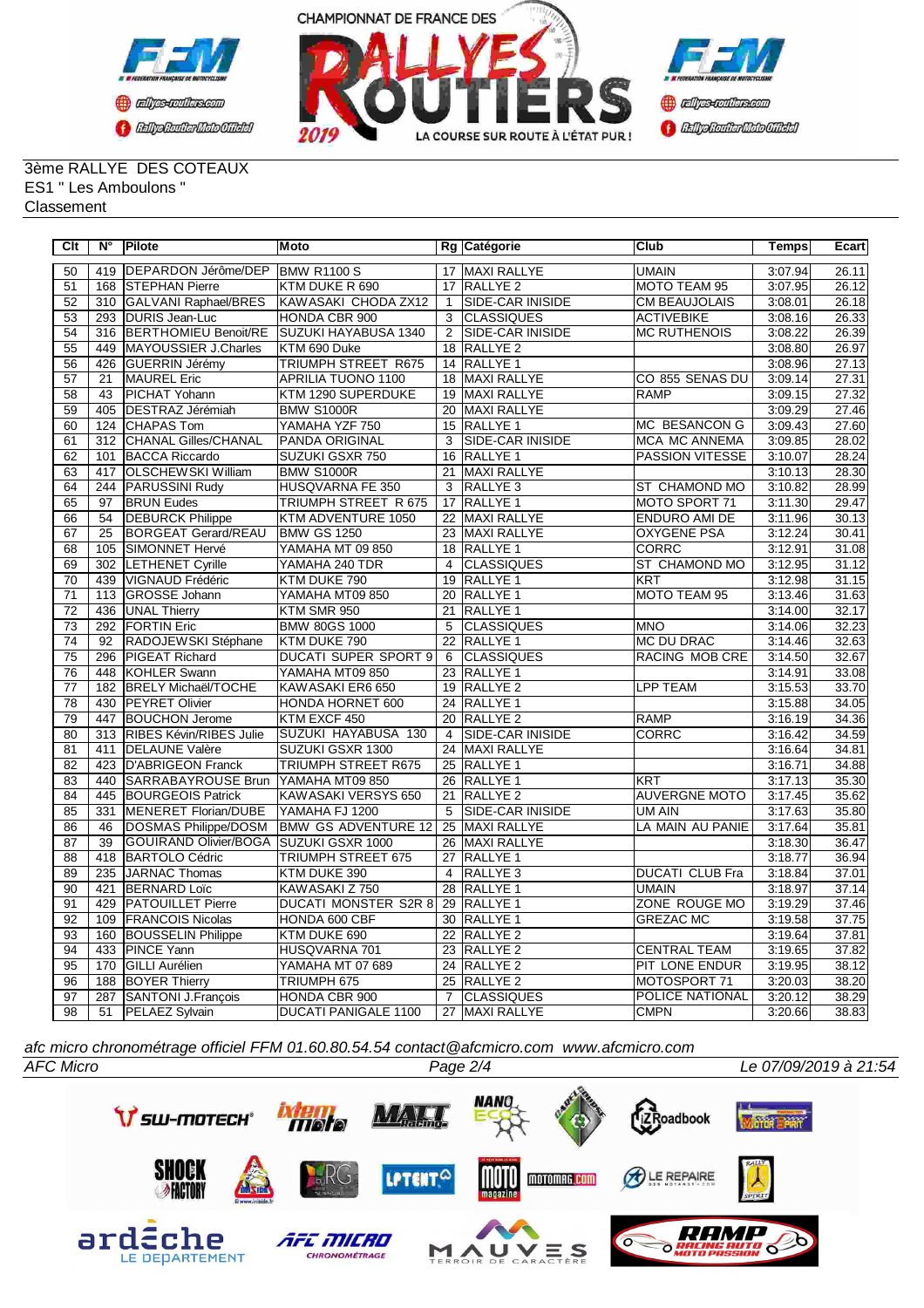3ème RALLYE DES COTEAUX
ES1 " Les Amboulons "
Classement

| Clt | N° | Pilote | Moto | Rg | Catégorie | Club | Temps | Ecart |
|---|---|---|---|---|---|---|---|---|
| 50 | 419 | DEPARDON Jérôme/DEP | BMW R1100 S | 17 | MAXI RALLYE | UMAIN | 3:07.94 | 26.11 |
| 51 | 168 | STEPHAN Pierre | KTM DUKE R 690 | 17 | RALLYE 2 | MOTO TEAM 95 | 3:07.95 | 26.12 |
| 52 | 310 | GALVANI Raphael/BRES | KAWASAKI CHODA ZX12 | 1 | SIDE-CAR INISIDE | CM BEAUJOLAIS | 3:08.01 | 26.18 |
| 53 | 293 | DURIS Jean-Luc | HONDA CBR 900 | 3 | CLASSIQUES | ACTIVEBIKE | 3:08.16 | 26.33 |
| 54 | 316 | BERTHOMIEU Benoit/RE | SUZUKI HAYABUSA 1340 | 2 | SIDE-CAR INISIDE | MC RUTHENOIS | 3:08.22 | 26.39 |
| 55 | 449 | MAYOUSSIER J.Charles | KTM 690 Duke | 18 | RALLYE 2 | | 3:08.80 | 26.97 |
| 56 | 426 | GUERRIN Jérémy | TRIUMPH STREET R675 | 14 | RALLYE 1 | | 3:08.96 | 27.13 |
| 57 | 21 | MAUREL Eric | APRILIA TUONO 1100 | 18 | MAXI RALLYE | CO 855 SENAS DU | 3:09.14 | 27.31 |
| 58 | 43 | PICHAT Yohann | KTM 1290 SUPERDUKE | 19 | MAXI RALLYE | RAMP | 3:09.15 | 27.32 |
| 59 | 405 | DESTRAZ Jérémiah | BMW S1000R | 20 | MAXI RALLYE | | 3:09.29 | 27.46 |
| 60 | 124 | CHAPAS Tom | YAMAHA YZF 750 | 15 | RALLYE 1 | MC BESANCON G | 3:09.43 | 27.60 |
| 61 | 312 | CHANAL Gilles/CHANAL | PANDA ORIGINAL | 3 | SIDE-CAR INISIDE | MCA MC ANNEMA | 3:09.85 | 28.02 |
| 62 | 101 | BACCA Riccardo | SUZUKI GSXR 750 | 16 | RALLYE 1 | PASSION VITESSE | 3:10.07 | 28.24 |
| 63 | 417 | OLSCHEWSKI William | BMW S1000R | 21 | MAXI RALLYE | | 3:10.13 | 28.30 |
| 64 | 244 | PARUSSINI Rudy | HUSQVARNA FE 350 | 3 | RALLYE 3 | ST CHAMOND MO | 3:10.82 | 28.99 |
| 65 | 97 | BRUN Eudes | TRIUMPH STREET R 675 | 17 | RALLYE 1 | MOTO SPORT 71 | 3:11.30 | 29.47 |
| 66 | 54 | DEBURCK Philippe | KTM ADVENTURE 1050 | 22 | MAXI RALLYE | ENDURO AMI DE | 3:11.96 | 30.13 |
| 67 | 25 | BORGEAT Gerard/REAU | BMW GS 1250 | 23 | MAXI RALLYE | OXYGENE PSA | 3:12.24 | 30.41 |
| 68 | 105 | SIMONNET Hervé | YAMAHA MT 09 850 | 18 | RALLYE 1 | CORRC | 3:12.91 | 31.08 |
| 69 | 302 | LETHENET Cyrille | YAMAHA 240 TDR | 4 | CLASSIQUES | ST CHAMOND MO | 3:12.95 | 31.12 |
| 70 | 439 | VIGNAUD Frédéric | KTM DUKE 790 | 19 | RALLYE 1 | KRT | 3:12.98 | 31.15 |
| 71 | 113 | GROSSE Johann | YAMAHA MT09 850 | 20 | RALLYE 1 | MOTO TEAM 95 | 3:13.46 | 31.63 |
| 72 | 436 | UNAL Thierry | KTM SMR 950 | 21 | RALLYE 1 | | 3:14.00 | 32.17 |
| 73 | 292 | FORTIN Eric | BMW 80GS 1000 | 5 | CLASSIQUES | MNO | 3:14.06 | 32.23 |
| 74 | 92 | RADOJEWSKI Stéphane | KTM DUKE 790 | 22 | RALLYE 1 | MC DU DRAC | 3:14.46 | 32.63 |
| 75 | 296 | PIGEAT Richard | DUCATI SUPER SPORT 9 | 6 | CLASSIQUES | RACING MOB CRE | 3:14.50 | 32.67 |
| 76 | 448 | KOHLER Swann | YAMAHA MT09 850 | 23 | RALLYE 1 | | 3:14.91 | 33.08 |
| 77 | 182 | BRELY Michaël/TOCHE | KAWASAKI ER6 650 | 19 | RALLYE 2 | LPP TEAM | 3:15.53 | 33.70 |
| 78 | 430 | PEYRET Olivier | HONDA HORNET 600 | 24 | RALLYE 1 | | 3:15.88 | 34.05 |
| 79 | 447 | BOUCHON Jerome | KTM EXCF 450 | 20 | RALLYE 2 | RAMP | 3:16.19 | 34.36 |
| 80 | 313 | RIBES Kévin/RIBES Julie | SUZUKI HAYABUSA 130 | 4 | SIDE-CAR INISIDE | CORRC | 3:16.42 | 34.59 |
| 81 | 411 | DELAUNE Valère | SUZUKI GSXR 1300 | 24 | MAXI RALLYE | | 3:16.64 | 34.81 |
| 82 | 423 | D'ABRIGEON Franck | TRIUMPH STREET R675 | 25 | RALLYE 1 | | 3:16.71 | 34.88 |
| 83 | 440 | SARRABAYROUSE Brun | YAMAHA MT09 850 | 26 | RALLYE 1 | KRT | 3:17.13 | 35.30 |
| 84 | 445 | BOURGEOIS Patrick | KAWASAKI VERSYS 650 | 21 | RALLYE 2 | AUVERGNE MOTO | 3:17.45 | 35.62 |
| 85 | 331 | MENERET Florian/DUBE | YAMAHA FJ 1200 | 5 | SIDE-CAR INISIDE | UM AIN | 3:17.63 | 35.80 |
| 86 | 46 | DOSMAS Philippe/DOSM | BMW GS ADVENTURE 12 | 25 | MAXI RALLYE | LA MAIN AU PANIE | 3:17.64 | 35.81 |
| 87 | 39 | GOUIRAND Olivier/BOGA | SUZUKI GSXR 1000 | 26 | MAXI RALLYE | | 3:18.30 | 36.47 |
| 88 | 418 | BARTOLO Cédric | TRIUMPH STREET 675 | 27 | RALLYE 1 | | 3:18.77 | 36.94 |
| 89 | 235 | JARNAC Thomas | KTM DUKE 390 | 4 | RALLYE 3 | DUCATI CLUB Fra | 3:18.84 | 37.01 |
| 90 | 421 | BERNARD Loïc | KAWASAKI Z 750 | 28 | RALLYE 1 | UMAIN | 3:18.97 | 37.14 |
| 91 | 429 | PATOUILLET Pierre | DUCATI MONSTER S2R 8 | 29 | RALLYE 1 | ZONE ROUGE MO | 3:19.29 | 37.46 |
| 92 | 109 | FRANCOIS Nicolas | HONDA 600 CBF | 30 | RALLYE 1 | GREZAC MC | 3:19.58 | 37.75 |
| 93 | 160 | BOUSSELIN Philippe | KTM DUKE 690 | 22 | RALLYE 2 | | 3:19.64 | 37.81 |
| 94 | 433 | PINCE Yann | HUSQVARNA 701 | 23 | RALLYE 2 | CENTRAL TEAM | 3:19.65 | 37.82 |
| 95 | 170 | GILLI Aurélien | YAMAHA MT 07 689 | 24 | RALLYE 2 | PIT LONE ENDUR | 3:19.95 | 38.12 |
| 96 | 188 | BOYER Thierry | TRIUMPH 675 | 25 | RALLYE 2 | MOTOSPORT 71 | 3:20.03 | 38.20 |
| 97 | 287 | SANTONI J.François | HONDA CBR 900 | 7 | CLASSIQUES | POLICE NATIONAL | 3:20.12 | 38.29 |
| 98 | 51 | PELAEZ Sylvain | DUCATI PANIGALE 1100 | 27 | MAXI RALLYE | CMPN | 3:20.66 | 38.83 |

*afc micro chronométrage officiel FFM 01.60.80.54.54 contact@afcmicro.com www.afcmicro.com*

*AFC Micro* *Le 07/09/2019 à 21:54*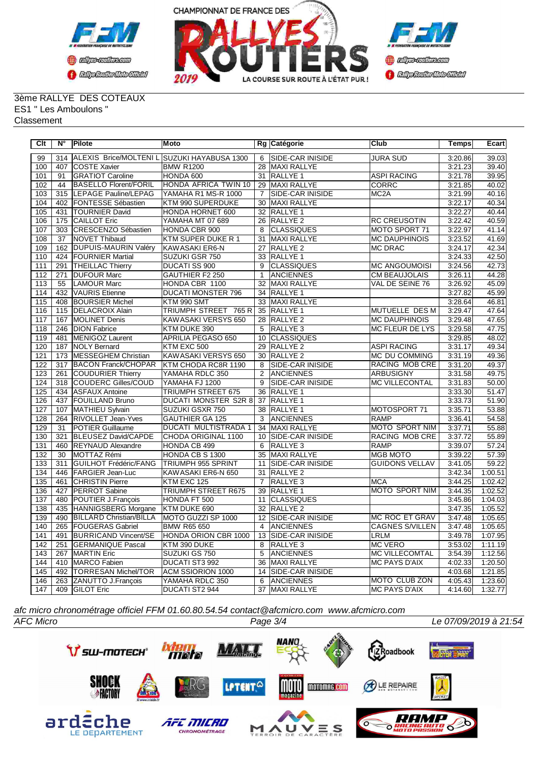3ème RALLYE DES COTEAUX
ES1 " Les Amboulons "
Classement

| Clt | N° | Pilote | Moto | Rg | Catégorie | Club | Temps | Ecart |
|---|---|---|---|---|---|---|---|---|
| 99 | 314 | ALEXIS Brice/MOLTENI L | SUZUKI HAYABUSA 1300 | 6 | SIDE-CAR INISIDE | JURA SUD | 3:20.86 | 39.03 |
| 100 | 407 | COSTE Xavier | BMW R1200 | 28 | MAXI RALLYE | | 3:21.23 | 39.40 |
| 101 | 91 | GRATIOT Caroline | HONDA 600 | 31 | RALLYE 1 | ASPI RACING | 3:21.78 | 39.95 |
| 102 | 44 | BASELLO Florent/FORIL | HONDA AFRICA TWIN 10 | 29 | MAXI RALLYE | CORRC | 3:21.85 | 40.02 |
| 103 | 315 | LEPAGE Pauline/LEPAG | YAMAHA R1 MS-R 1000 | 7 | SIDE-CAR INISIDE | MC2A | 3:21.99 | 40.16 |
| 104 | 402 | FONTESSE Sébastien | KTM 990 SUPERDUKE | 30 | MAXI RALLYE | | 3:22.17 | 40.34 |
| 105 | 431 | TOURNIER David | HONDA HORNET 600 | 32 | RALLYE 1 | | 3:22.27 | 40.44 |
| 106 | 175 | CAILLOT Eric | YAMAHA MT 07 689 | 26 | RALLYE 2 | RC CREUSOTIN | 3:22.42 | 40.59 |
| 107 | 303 | CRESCENZO Sébastien | HONDA CBR 900 | 8 | CLASSIQUES | MOTO SPORT 71 | 3:22.97 | 41.14 |
| 108 | 37 | NOVET Thibaud | KTM SUPER DUKE R 1 | 31 | MAXI RALLYE | MC DAUPHINOIS | 3:23.52 | 41.69 |
| 109 | 162 | DUPUIS-MAURIN Valéry | KAWASAKI ER6-N | 27 | RALLYE 2 | MC DRAC | 3:24.17 | 42.34 |
| 110 | 424 | FOURNIER Martial | SUZUKI GSR 750 | 33 | RALLYE 1 | | 3:24.33 | 42.50 |
| 111 | 291 | THEILLAC Thierry | DUCATI SS 900 | 9 | CLASSIQUES | MC ANGOUMOISI | 3:24.56 | 42.73 |
| 112 | 271 | DUFOUR Marc | GAUTHIER F2 250 | 1 | ANCIENNES | CM BEAUJOLAIS | 3:26.11 | 44.28 |
| 113 | 55 | LAMOUR Marc | HONDA CBR 1100 | 32 | MAXI RALLYE | VAL DE SEINE 76 | 3:26.92 | 45.09 |
| 114 | 432 | VAURIS Etienne | DUCATI MONSTER 796 | 34 | RALLYE 1 | | 3:27.82 | 45.99 |
| 115 | 408 | BOURSIER Michel | KTM 990 SMT | 33 | MAXI RALLYE | | 3:28.64 | 46.81 |
| 116 | 115 | DELACROIX Alain | TRIUMPH STREET 765 R | 35 | RALLYE 1 | MUTUELLE DES M | 3:29.47 | 47.64 |
| 117 | 167 | MOLINET Denis | KAWASAKI VERSYS 650 | 28 | RALLYE 2 | MC DAUPHINOIS | 3:29.48 | 47.65 |
| 118 | 246 | DION Fabrice | KTM DUKE 390 | 5 | RALLYE 3 | MC FLEUR DE LYS | 3:29.58 | 47.75 |
| 119 | 481 | MENIGOZ Laurent | APRILIA PEGASO 650 | 10 | CLASSIQUES | | 3:29.85 | 48.02 |
| 120 | 187 | NOLY Bernard | KTM EXC 500 | 29 | RALLYE 2 | ASPI RACING | 3:31.17 | 49.34 |
| 121 | 173 | MESSEGHEM Christian | KAWASAKI VERSYS 650 | 30 | RALLYE 2 | MC DU COMMING | 3:31.19 | 49.36 |
| 122 | 317 | BACON Franck/CHOPAR | KTM CHODA RC8R 1190 | 8 | SIDE-CAR INISIDE | RACING MOB CRE | 3:31.20 | 49.37 |
| 123 | 261 | COUDURIER Thierry | YAMAHA RDLC 350 | 2 | ANCIENNES | ARBUSIGNY | 3:31.58 | 49.75 |
| 124 | 318 | COUDERC Gilles/COUD | YAMAHA FJ 1200 | 9 | SIDE-CAR INISIDE | MC VILLECONTAL | 3:31.83 | 50.00 |
| 125 | 434 | ASFAUX Antoine | TRIUMPH STREET 675 | 36 | RALLYE 1 | | 3:33.30 | 51.47 |
| 126 | 437 | FOUILLAND Bruno | DUCATI MONSTER S2R 8 | 37 | RALLYE 1 | | 3:33.73 | 51.90 |
| 127 | 107 | MATHIEU Sylvain | SUZUKI GSXR 750 | 38 | RALLYE 1 | MOTOSPORT 71 | 3:35.71 | 53.88 |
| 128 | 264 | RIVOLLET Jean-Yves | GAUTHIER GA 125 | 3 | ANCIENNES | RAMP | 3:36.41 | 54.58 |
| 129 | 31 | POTIER Guillaume | DUCATI MULTISTRADA 1 | 34 | MAXI RALLYE | MOTO SPORT NIM | 3:37.71 | 55.88 |
| 130 | 321 | BLEUSEZ David/CAPDE | CHODA ORIGINAL 1100 | 10 | SIDE-CAR INISIDE | RACING MOB CRE | 3:37.72 | 55.89 |
| 131 | 460 | REYNAUD Alexandre | HONDA CB 499 | 6 | RALLYE 3 | RAMP | 3:39.07 | 57.24 |
| 132 | 30 | MOTTAZ Rémi | HONDA CB S 1300 | 35 | MAXI RALLYE | MGB MOTO | 3:39.22 | 57.39 |
| 133 | 311 | GUILHOT Frédéric/FANG | TRIUMPH 955 SPRINT | 11 | SIDE-CAR INISIDE | GUIDONS VELLAV | 3:41.05 | 59.22 |
| 134 | 446 | FARGIER Jean-Luc | KAWASAKI ER6-N 650 | 31 | RALLYE 2 | | 3:42.34 | 1:00.51 |
| 135 | 461 | CHRISTIN Pierre | KTM EXC 125 | 7 | RALLYE 3 | MCA | 3:44.25 | 1:02.42 |
| 136 | 427 | PERROT Sabine | TRIUMPH STREET R675 | 39 | RALLYE 1 | MOTO SPORT NIM | 3:44.35 | 1:02.52 |
| 137 | 480 | POUTIER J.François | HONDA FT 500 | 11 | CLASSIQUES | | 3:45.86 | 1:04.03 |
| 138 | 435 | HANNIGSBERG Morgane | KTM DUKE 690 | 32 | RALLYE 2 | | 3:47.35 | 1:05.52 |
| 139 | 490 | BILLARD Christian/BILLA | MOTO GUZZI SP 1000 | 12 | SIDE-CAR INISIDE | MC ROC ET GRAV | 3:47.48 | 1:05.65 |
| 140 | 265 | FOUGERAS Gabriel | BMW R65 650 | 4 | ANCIENNES | CAGNES S/VILLEN | 3:47.48 | 1:05.65 |
| 141 | 491 | BURRICAND Vincent/SE | HONDA ORION CBR 1000 | 13 | SIDE-CAR INISIDE | LRLM | 3:49.78 | 1:07.95 |
| 142 | 251 | GERMANIQUE Pascal | KTM 390 DUKE | 8 | RALLYE 3 | MC VERO | 3:53.02 | 1:11.19 |
| 143 | 267 | MARTIN Eric | SUZUKI GS 750 | 5 | ANCIENNES | MC VILLECOMTAL | 3:54.39 | 1:12.56 |
| 144 | 410 | MARCO Fabien | DUCATI ST3 992 | 36 | MAXI RALLYE | MC PAYS D'AIX | 4:02.33 | 1:20.50 |
| 145 | 492 | TORRESAN Michel/TOR | ACM SSIORION 1000 | 14 | SIDE-CAR INISIDE | | 4:03.68 | 1:21.85 |
| 146 | 263 | ZANUTTO J.François | YAMAHA RDLC 350 | 6 | ANCIENNES | MOTO CLUB ZON | 4:05.43 | 1:23.60 |
| 147 | 409 | GILOT Eric | DUCATI ST2 944 | 37 | MAXI RALLYE | MC PAYS D'AIX | 4:14.60 | 1:32.77 |

*afc micro chronométrage officiel FFM 01.60.80.54.54 contact@afcmicro.com www.afcmicro.com*

*AFC Micro* — *Le 07/09/2019 à 21:54*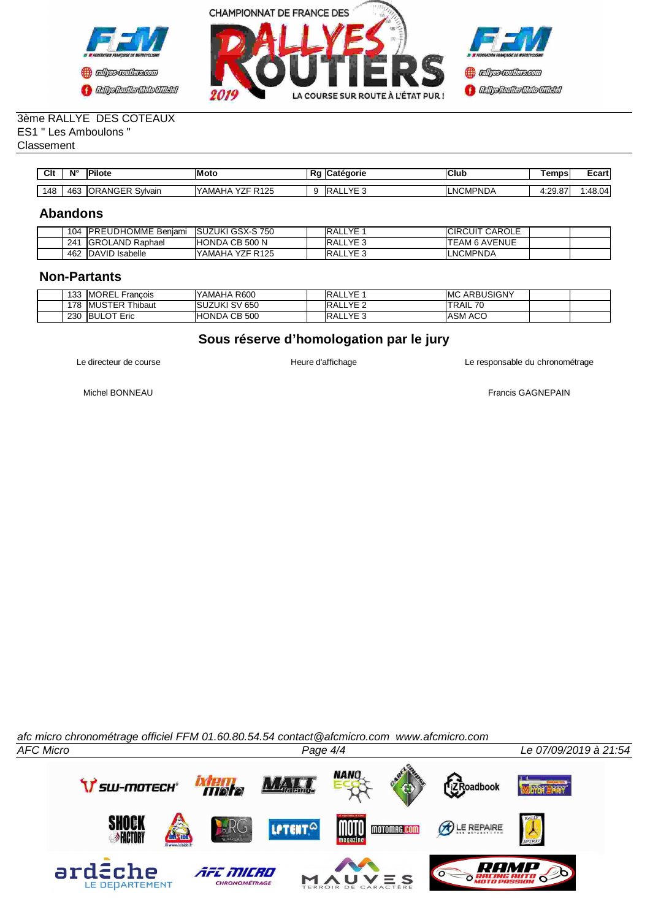3ème RALLYE DES COTEAUX
ES1 " Les Amboulons "
Classement

| Clt | N° | Pilote | Moto | Rg | Catégorie | Club | Temps | Ecart |
|---|---|---|---|---|---|---|---|---|
| 148 | 463 | ORANGER Sylvain | YAMAHA YZF R125 | 9 | RALLYE 3 | LNCMPNDA | 4:29.87 | 1:48.04 |

## Abandons

| | | | | | | | | |
|---|---|---|---|---|---|---|---|---|
| | 104 | PREUDHOMME Benjami | SUZUKI GSX-S 750 | | RALLYE 1 | CIRCUIT CAROLE | | |
| | 241 | GROLAND Raphael | HONDA CB 500 N | | RALLYE 3 | TEAM 6 AVENUE | | |
| | 462 | DAVID Isabelle | YAMAHA YZF R125 | | RALLYE 3 | LNCMPNDA | | |

## Non-Partants

| | | | | | | | | |
|---|---|---|---|---|---|---|---|---|
| | 133 | MOREL François | YAMAHA R600 | | RALLYE 1 | MC ARBUSIGNY | | |
| | 178 | MUSTER Thibaut | SUZUKI SV 650 | | RALLYE 2 | TRAIL 70 | | |
| | 230 | BULOT Eric | HONDA CB 500 | | RALLYE 3 | ASM ACO | | |

## Sous réserve d'homologation par le jury

Le directeur de course

Michel BONNEAU

Heure d'affichage

Le responsable du chronométrage

Francis GAGNEPAIN

*afc micro chronométrage officiel FFM 01.60.80.54.54 contact@afcmicro.com www.afcmicro.com*

*AFC Micro* *Le 07/09/2019 à 21:54*